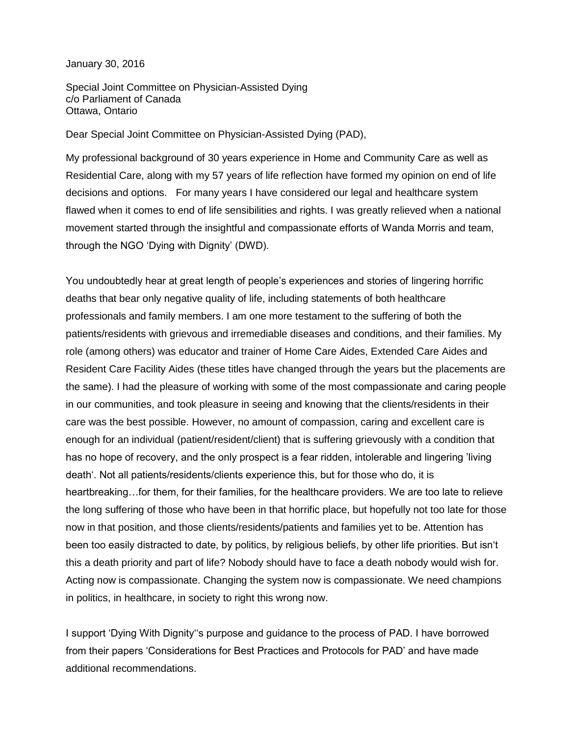January 30, 2016

Special Joint Committee on Physician-Assisted Dying
c/o Parliament of Canada
Ottawa, Ontario

Dear Special Joint Committee on Physician-Assisted Dying (PAD),

My professional background of 30 years experience in Home and Community Care as well as Residential Care, along with my 57 years of life reflection have formed my opinion on end of life decisions and options. For many years I have considered our legal and healthcare system flawed when it comes to end of life sensibilities and rights. I was greatly relieved when a national movement started through the insightful and compassionate efforts of Wanda Morris and team, through the NGO 'Dying with Dignity' (DWD).

You undoubtedly hear at great length of people's experiences and stories of lingering horrific deaths that bear only negative quality of life, including statements of both healthcare professionals and family members. I am one more testament to the suffering of both the patients/residents with grievous and irremediable diseases and conditions, and their families. My role (among others) was educator and trainer of Home Care Aides, Extended Care Aides and Resident Care Facility Aides (these titles have changed through the years but the placements are the same). I had the pleasure of working with some of the most compassionate and caring people in our communities, and took pleasure in seeing and knowing that the clients/residents in their care was the best possible. However, no amount of compassion, caring and excellent care is enough for an individual (patient/resident/client) that is suffering grievously with a condition that has no hope of recovery, and the only prospect is a fear ridden, intolerable and lingering 'living death'. Not all patients/residents/clients experience this, but for those who do, it is heartbreaking…for them, for their families, for the healthcare providers. We are too late to relieve the long suffering of those who have been in that horrific place, but hopefully not too late for those now in that position, and those clients/residents/patients and families yet to be. Attention has been too easily distracted to date, by politics, by religious beliefs, by other life priorities. But isn't this a death priority and part of life? Nobody should have to face a death nobody would wish for. Acting now is compassionate. Changing the system now is compassionate. We need champions in politics, in healthcare, in society to right this wrong now.

I support 'Dying With Dignity''s purpose and guidance to the process of PAD. I have borrowed from their papers 'Considerations for Best Practices and Protocols for PAD' and have made additional recommendations.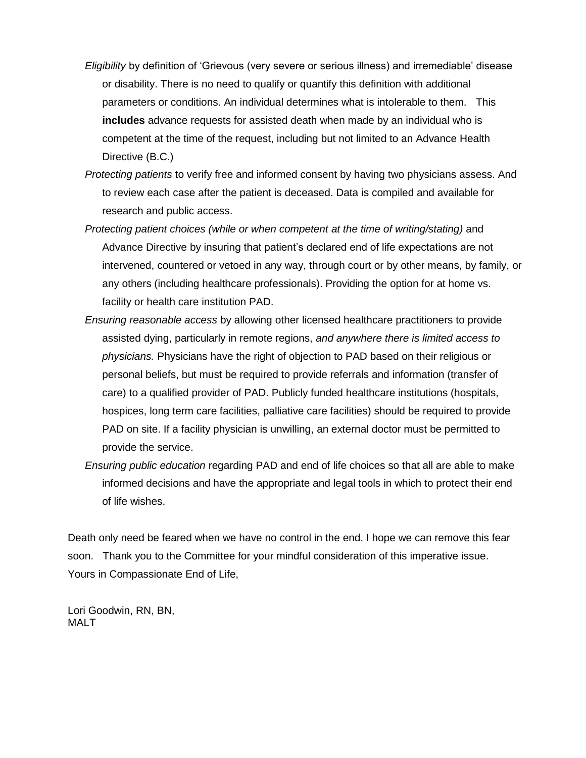*Eligibility* by definition of 'Grievous (very severe or serious illness) and irremediable' disease or disability. There is no need to qualify or quantify this definition with additional parameters or conditions. An individual determines what is intolerable to them. This **includes** advance requests for assisted death when made by an individual who is competent at the time of the request, including but not limited to an Advance Health Directive (B.C.)

*Protecting patients* to verify free and informed consent by having two physicians assess. And to review each case after the patient is deceased. Data is compiled and available for research and public access.

*Protecting patient choices (while or when competent at the time of writing/stating)* and Advance Directive by insuring that patient's declared end of life expectations are not intervened, countered or vetoed in any way, through court or by other means, by family, or any others (including healthcare professionals). Providing the option for at home vs. facility or health care institution PAD.

*Ensuring reasonable access* by allowing other licensed healthcare practitioners to provide assisted dying, particularly in remote regions, *and anywhere there is limited access to physicians.* Physicians have the right of objection to PAD based on their religious or personal beliefs, but must be required to provide referrals and information (transfer of care) to a qualified provider of PAD. Publicly funded healthcare institutions (hospitals, hospices, long term care facilities, palliative care facilities) should be required to provide PAD on site. If a facility physician is unwilling, an external doctor must be permitted to provide the service.

*Ensuring public education* regarding PAD and end of life choices so that all are able to make informed decisions and have the appropriate and legal tools in which to protect their end of life wishes.

Death only need be feared when we have no control in the end. I hope we can remove this fear soon. Thank you to the Committee for your mindful consideration of this imperative issue.
Yours in Compassionate End of Life,

Lori Goodwin, RN, BN,
MALT